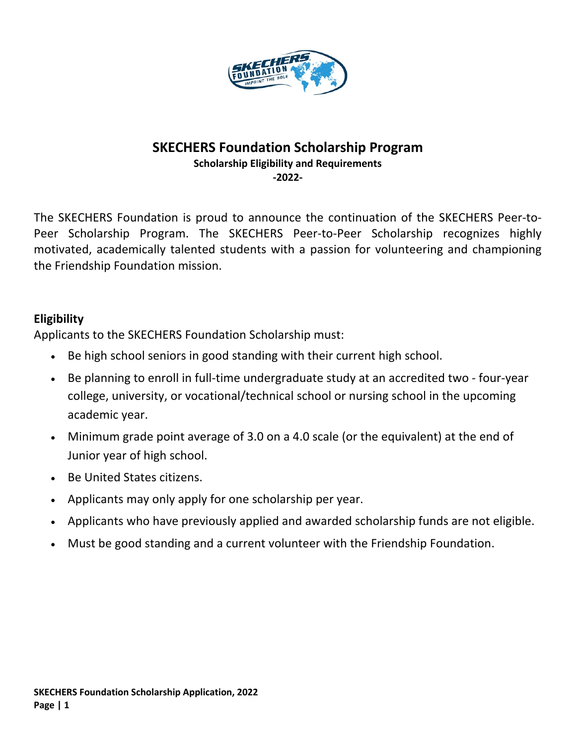# SKECHERS Foundation Scholarship Program

**Scholarship Eligibility and Requirements**

**-2022-**

The SKECHERS Foundation is proud to announce the continuation of the SKECHERS Peer-to-Peer Scholarship Program. The SKECHERS Peer-to-Peer Scholarship recognizes highly motivated, academically talented students with a passion for volunteering and championing the Friendship Foundation mission.

## Eligibility

Applicants to the SKECHERS Foundation Scholarship must:

- Be high school seniors in good standing with their current high school.
- Be planning to enroll in full-time undergraduate study at an accredited two - four-year college, university, or vocational/technical school or nursing school in the upcoming academic year.
- Minimum grade point average of 3.0 on a 4.0 scale (or the equivalent) at the end of Junior year of high school.
- Be United States citizens.
- Applicants may only apply for one scholarship per year.
- Applicants who have previously applied and awarded scholarship funds are not eligible.
- Must be good standing and a current volunteer with the Friendship Foundation.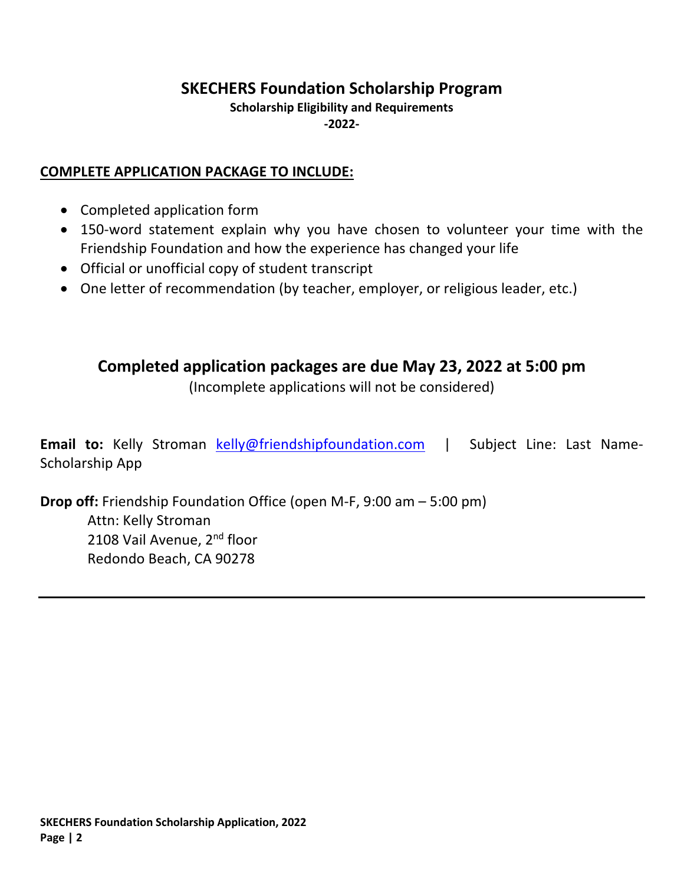# SKECHERS Foundation Scholarship Program

**Scholarship Eligibility and Requirements**

**-2022-**

**COMPLETE APPLICATION PACKAGE TO INCLUDE:**

- Completed application form
- 150-word statement explain why you have chosen to volunteer your time with the Friendship Foundation and how the experience has changed your life
- Official or unofficial copy of student transcript
- One letter of recommendation (by teacher, employer, or religious leader, etc.)

## Completed application packages are due May 23, 2022 at 5:00 pm

(Incomplete applications will not be considered)

**Email to:** Kelly Stroman kelly@friendshipfoundation.com | Subject Line: Last Name-Scholarship App

**Drop off:** Friendship Foundation Office (open M-F, 9:00 am – 5:00 pm)

Attn: Kelly Stroman
2108 Vail Avenue, 2nd floor
Redondo Beach, CA 90278

---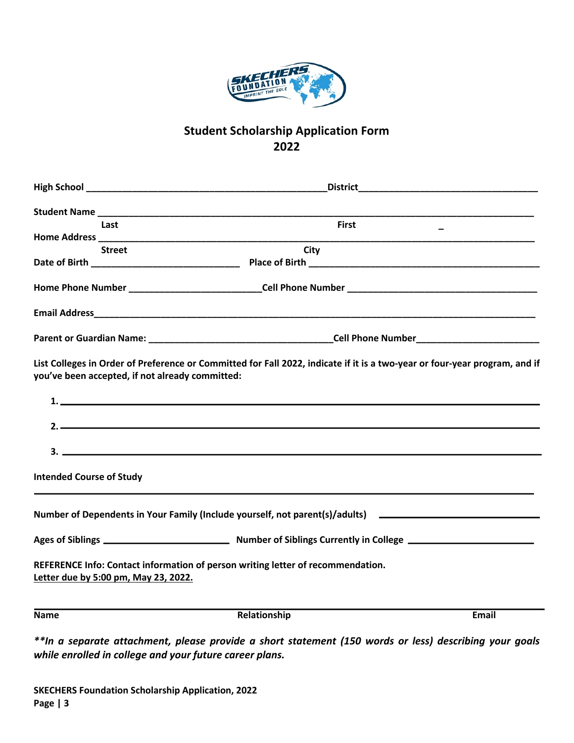# Student Scholarship Application Form
## 2022

**High School** ______________________________________________**District**_________________________________

**Student Name** ____________________________________________________________________________________

**Last** **First**

**Home Address** ____________________________________________________________________________________

**Street** **City**

**Date of Birth** ____________________________ **Place of Birth** __________________________________________

**Home Phone Number** _________________________**Cell Phone Number** ___________________________________

**Email Address**_____________________________________________________________________________________

**Parent or Guardian Name:** ___________________________________**Cell Phone Number**______________________

**List Colleges in Order of Preference or Committed for Fall 2022, indicate if it is a two-year or four-year program, and if you've been accepted, if not already committed:**

1. ___________________________________________________________________________________

2. ___________________________________________________________________________________

3. ___________________________________________________________________________________

**Intended Course of Study**

_______________________________________________________________________________________________

**Number of Dependents in Your Family (Include yourself, not parent(s)/adults)** ____________________________

**Ages of Siblings** ________________________ **Number of Siblings Currently in College** ______________________

**REFERENCE Info: Contact information of person writing letter of recommendation.**
**<u>Letter due by 5:00 pm, May 23, 2022.</u>**

_______________________________________________________________________________________________

**Name** **Relationship** **Email**

***\*\*In a separate attachment, please provide a short statement (150 words or less) describing your goals while enrolled in college and your future career plans.***

**SKECHERS Foundation Scholarship Application, 2022**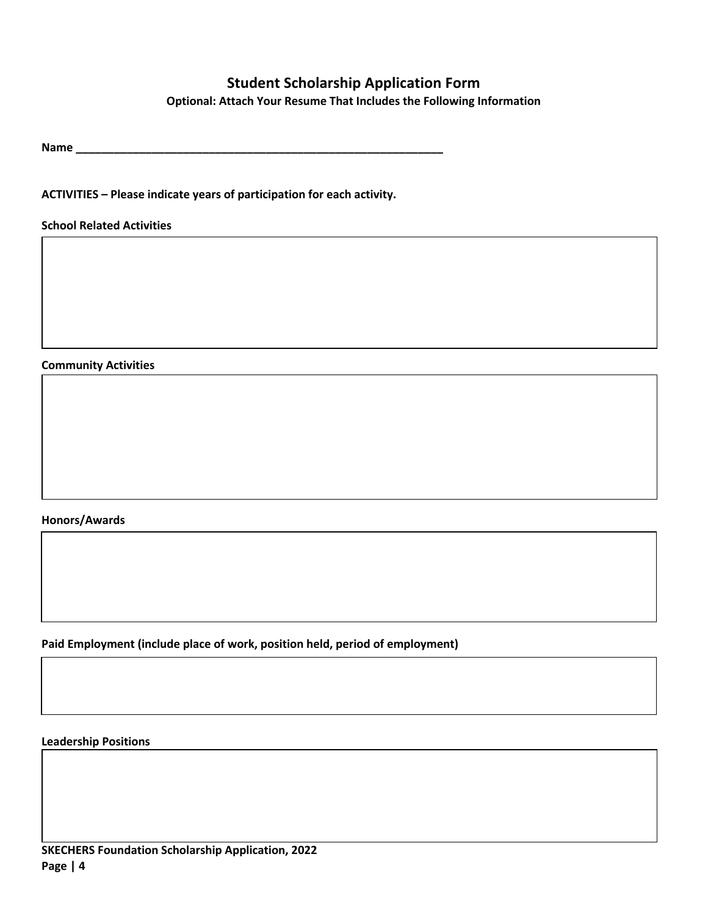## Student Scholarship Application Form

**Optional: Attach Your Resume That Includes the Following Information**

**Name ____________________________________________________________**

**ACTIVITIES – Please indicate years of participation for each activity.**

**School Related Activities**

**Community Activities**

**Honors/Awards**

**Paid Employment (include place of work, position held, period of employment)**

**Leadership Positions**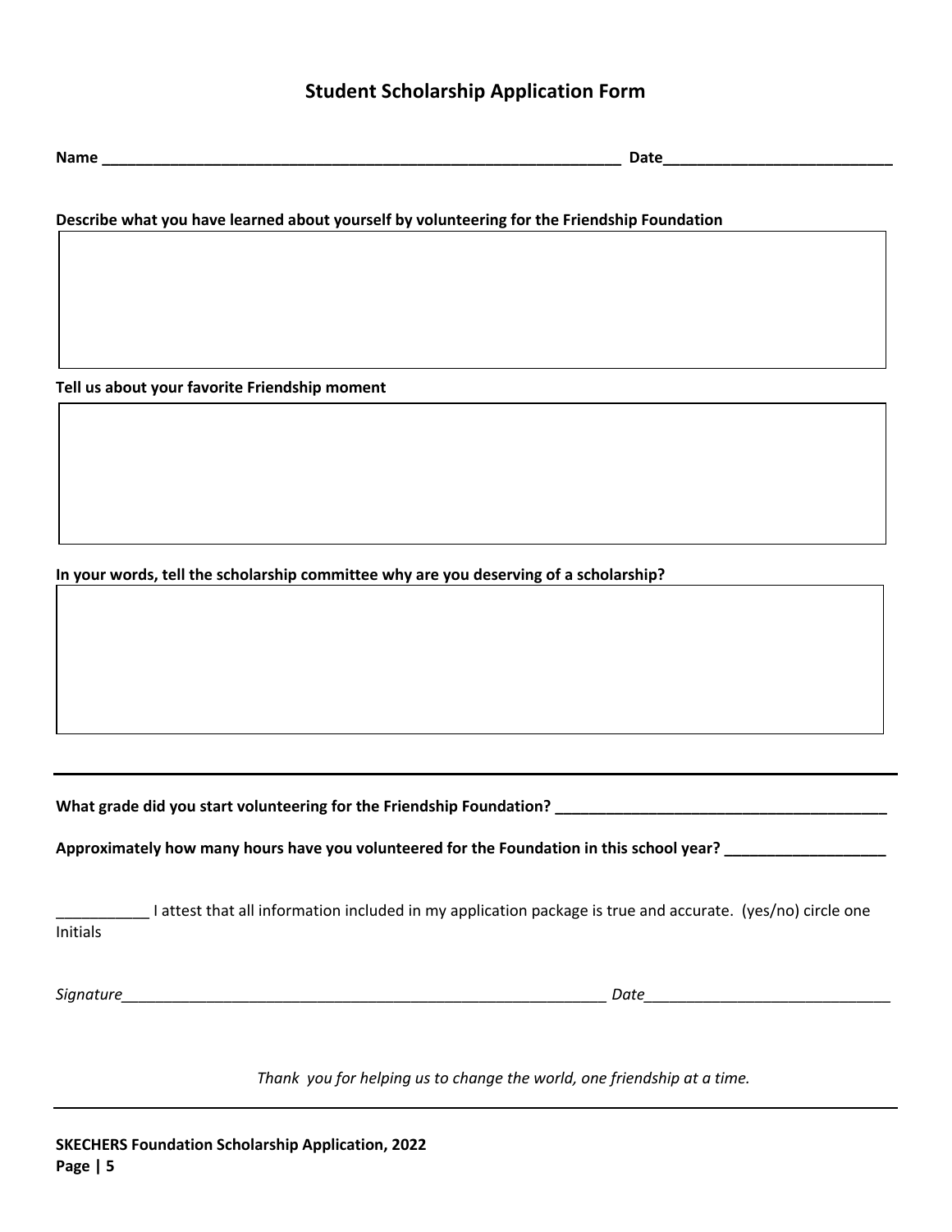# Student Scholarship Application Form

**Name \_\_\_\_\_\_\_\_\_\_\_\_\_\_\_\_\_\_\_\_\_\_\_\_\_\_\_\_\_\_\_\_\_\_\_\_\_\_\_\_\_\_\_\_\_\_\_\_\_\_\_\_\_\_\_\_\_\_\_\_\_\_\_ Date\_\_\_\_\_\_\_\_\_\_\_\_\_\_\_\_\_\_\_\_\_\_\_\_\_\_\_\_**

**Describe what you have learned about yourself by volunteering for the Friendship Foundation**

**Tell us about your favorite Friendship moment**

**In your words, tell the scholarship committee why are you deserving of a scholarship?**

---

**What grade did you start volunteering for the Friendship Foundation? \_\_\_\_\_\_\_\_\_\_\_\_\_\_\_\_\_\_\_\_\_\_\_\_\_\_\_\_\_\_\_\_\_\_\_\_\_\_\_\_**

**Approximately how many hours have you volunteered for the Foundation in this school year? \_\_\_\_\_\_\_\_\_\_\_\_\_\_\_\_\_\_\_**

\_\_\_\_\_\_\_\_\_\_\_ I attest that all information included in my application package is true and accurate. (yes/no) circle one
Initials

*Signature*\_\_\_\_\_\_\_\_\_\_\_\_\_\_\_\_\_\_\_\_\_\_\_\_\_\_\_\_\_\_\_\_\_\_\_\_\_\_\_\_\_\_\_\_\_\_\_\_\_\_\_\_\_\_\_\_\_\_\_\_ *Date*\_\_\_\_\_\_\_\_\_\_\_\_\_\_\_\_\_\_\_\_\_\_\_\_\_\_\_\_\_\_

*Thank you for helping us to change the world, one friendship at a time.*

---